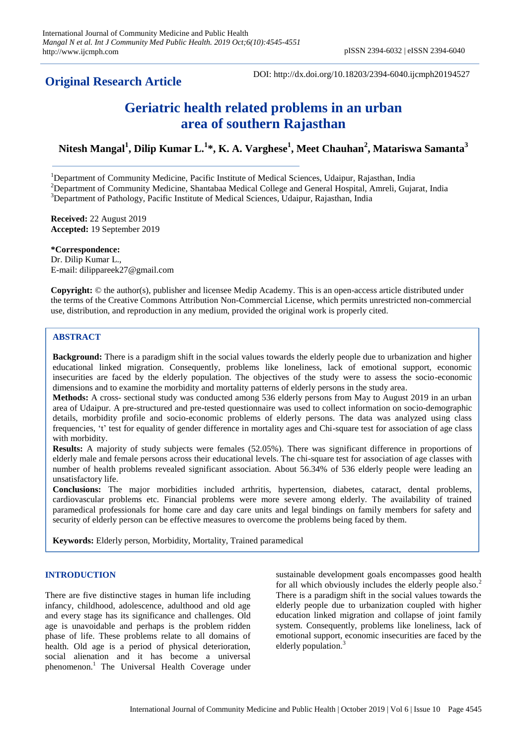**Original Research Article**

DOI: http://dx.doi.org/10.18203/2394-6040.ijcmph20194527

# Geriatric health related problems in an urban area of southern Rajasthan

**Nitesh Mangal[1], Dilip Kumar L.[1]*, K. A. Varghese[1], Meet Chauhan[2], Matariswa Samanta[3]**

[1]Department of Community Medicine, Pacific Institute of Medical Sciences, Udaipur, Rajasthan, India
[2]Department of Community Medicine, Shantabaa Medical College and General Hospital, Amreli, Gujarat, India
[3]Department of Pathology, Pacific Institute of Medical Sciences, Udaipur, Rajasthan, India

**Received:** 22 August 2019
**Accepted:** 19 September 2019

***Correspondence:**
Dr. Dilip Kumar L.,
E-mail: dilippareek27@gmail.com

**Copyright:** © the author(s), publisher and licensee Medip Academy. This is an open-access article distributed under the terms of the Creative Commons Attribution Non-Commercial License, which permits unrestricted non-commercial use, distribution, and reproduction in any medium, provided the original work is properly cited.

## ABSTRACT

**Background:** There is a paradigm shift in the social values towards the elderly people due to urbanization and higher educational linked migration. Consequently, problems like loneliness, lack of emotional support, economic insecurities are faced by the elderly population. The objectives of the study were to assess the socio-economic dimensions and to examine the morbidity and mortality patterns of elderly persons in the study area.

**Methods:** A cross- sectional study was conducted among 536 elderly persons from May to August 2019 in an urban area of Udaipur. A pre-structured and pre-tested questionnaire was used to collect information on socio-demographic details, morbidity profile and socio-economic problems of elderly persons. The data was analyzed using class frequencies, 't' test for equality of gender difference in mortality ages and Chi-square test for association of age class with morbidity.

**Results:** A majority of study subjects were females (52.05%). There was significant difference in proportions of elderly male and female persons across their educational levels. The chi-square test for association of age classes with number of health problems revealed significant association. About 56.34% of 536 elderly people were leading an unsatisfactory life.

**Conclusions:** The major morbidities included arthritis, hypertension, diabetes, cataract, dental problems, cardiovascular problems etc. Financial problems were more severe among elderly. The availability of trained paramedical professionals for home care and day care units and legal bindings on family members for safety and security of elderly person can be effective measures to overcome the problems being faced by them.

**Keywords:** Elderly person, Morbidity, Mortality, Trained paramedical

## INTRODUCTION

There are five distinctive stages in human life including infancy, childhood, adolescence, adulthood and old age and every stage has its significance and challenges. Old age is unavoidable and perhaps is the problem ridden phase of life. These problems relate to all domains of health. Old age is a period of physical deterioration, social alienation and it has become a universal phenomenon.[1] The Universal Health Coverage under sustainable development goals encompasses good health for all which obviously includes the elderly people also.[2] There is a paradigm shift in the social values towards the elderly people due to urbanization coupled with higher education linked migration and collapse of joint family system. Consequently, problems like loneliness, lack of emotional support, economic insecurities are faced by the elderly population.[3]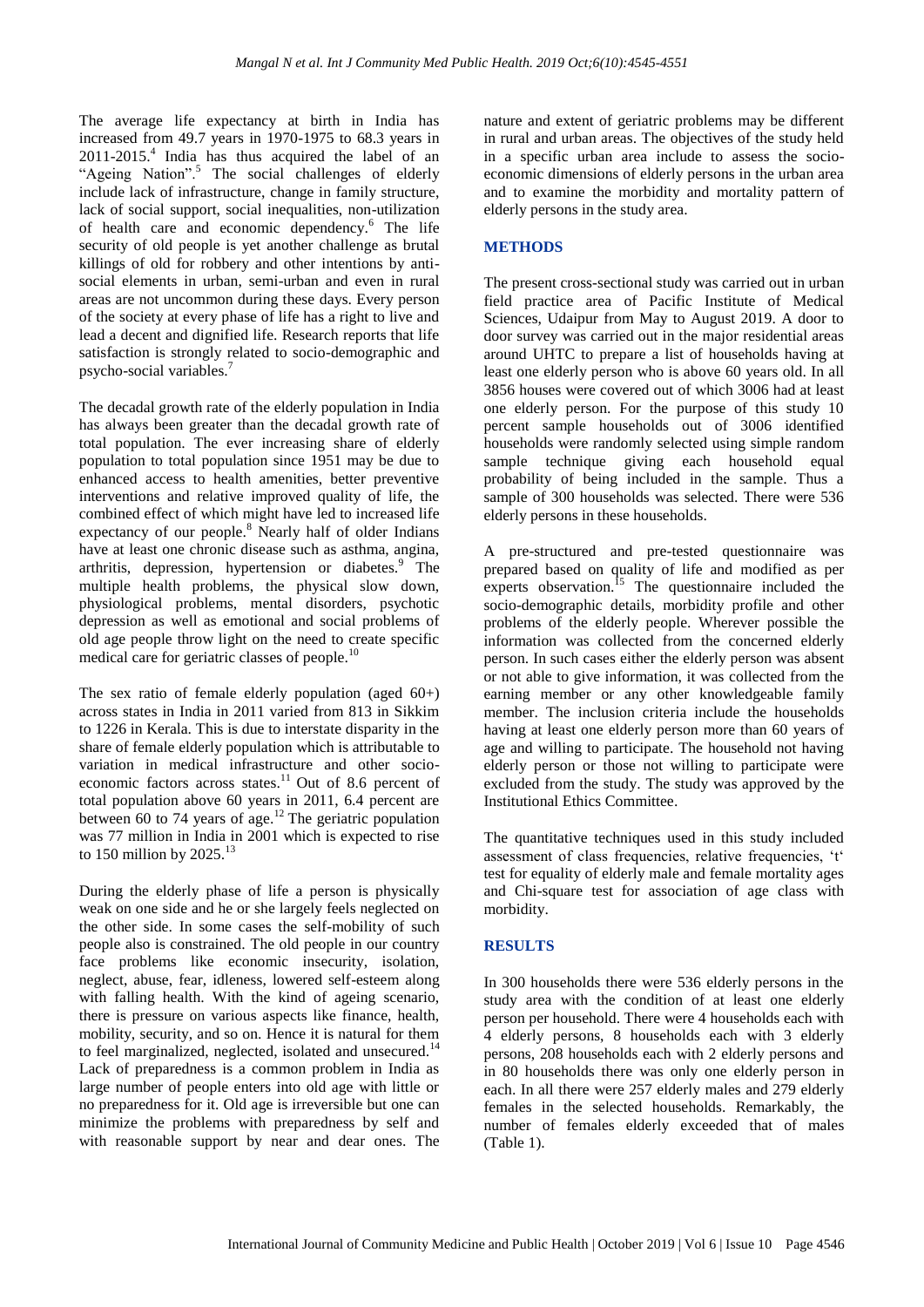The average life expectancy at birth in India has increased from 49.7 years in 1970-1975 to 68.3 years in 2011-2015.[4] India has thus acquired the label of an "Ageing Nation".[5] The social challenges of elderly include lack of infrastructure, change in family structure, lack of social support, social inequalities, non-utilization of health care and economic dependency.[6] The life security of old people is yet another challenge as brutal killings of old for robbery and other intentions by anti-social elements in urban, semi-urban and even in rural areas are not uncommon during these days. Every person of the society at every phase of life has a right to live and lead a decent and dignified life. Research reports that life satisfaction is strongly related to socio-demographic and psycho-social variables.[7]

The decadal growth rate of the elderly population in India has always been greater than the decadal growth rate of total population. The ever increasing share of elderly population to total population since 1951 may be due to enhanced access to health amenities, better preventive interventions and relative improved quality of life, the combined effect of which might have led to increased life expectancy of our people.[8] Nearly half of older Indians have at least one chronic disease such as asthma, angina, arthritis, depression, hypertension or diabetes.[9] The multiple health problems, the physical slow down, physiological problems, mental disorders, psychotic depression as well as emotional and social problems of old age people throw light on the need to create specific medical care for geriatric classes of people.[10]

The sex ratio of female elderly population (aged 60+) across states in India in 2011 varied from 813 in Sikkim to 1226 in Kerala. This is due to interstate disparity in the share of female elderly population which is attributable to variation in medical infrastructure and other socio-economic factors across states.[11] Out of 8.6 percent of total population above 60 years in 2011, 6.4 percent are between 60 to 74 years of age.[12] The geriatric population was 77 million in India in 2001 which is expected to rise to 150 million by 2025.[13]

During the elderly phase of life a person is physically weak on one side and he or she largely feels neglected on the other side. In some cases the self-mobility of such people also is constrained. The old people in our country face problems like economic insecurity, isolation, neglect, abuse, fear, idleness, lowered self-esteem along with falling health. With the kind of ageing scenario, there is pressure on various aspects like finance, health, mobility, security, and so on. Hence it is natural for them to feel marginalized, neglected, isolated and unsecured.[14] Lack of preparedness is a common problem in India as large number of people enters into old age with little or no preparedness for it. Old age is irreversible but one can minimize the problems with preparedness by self and with reasonable support by near and dear ones. The nature and extent of geriatric problems may be different in rural and urban areas. The objectives of the study held in a specific urban area include to assess the socio-economic dimensions of elderly persons in the urban area and to examine the morbidity and mortality pattern of elderly persons in the study area.

## METHODS

The present cross-sectional study was carried out in urban field practice area of Pacific Institute of Medical Sciences, Udaipur from May to August 2019. A door to door survey was carried out in the major residential areas around UHTC to prepare a list of households having at least one elderly person who is above 60 years old. In all 3856 houses were covered out of which 3006 had at least one elderly person. For the purpose of this study 10 percent sample households out of 3006 identified households were randomly selected using simple random sample technique giving each household equal probability of being included in the sample. Thus a sample of 300 households was selected. There were 536 elderly persons in these households.

A pre-structured and pre-tested questionnaire was prepared based on quality of life and modified as per experts observation.[15] The questionnaire included the socio-demographic details, morbidity profile and other problems of the elderly people. Wherever possible the information was collected from the concerned elderly person. In such cases either the elderly person was absent or not able to give information, it was collected from the earning member or any other knowledgeable family member. The inclusion criteria include the households having at least one elderly person more than 60 years of age and willing to participate. The household not having elderly person or those not willing to participate were excluded from the study. The study was approved by the Institutional Ethics Committee.

The quantitative techniques used in this study included assessment of class frequencies, relative frequencies, 't' test for equality of elderly male and female mortality ages and Chi-square test for association of age class with morbidity.

## RESULTS

In 300 households there were 536 elderly persons in the study area with the condition of at least one elderly person per household. There were 4 households each with 4 elderly persons, 8 households each with 3 elderly persons, 208 households each with 2 elderly persons and in 80 households there was only one elderly person in each. In all there were 257 elderly males and 279 elderly females in the selected households. Remarkably, the number of females elderly exceeded that of males (Table 1).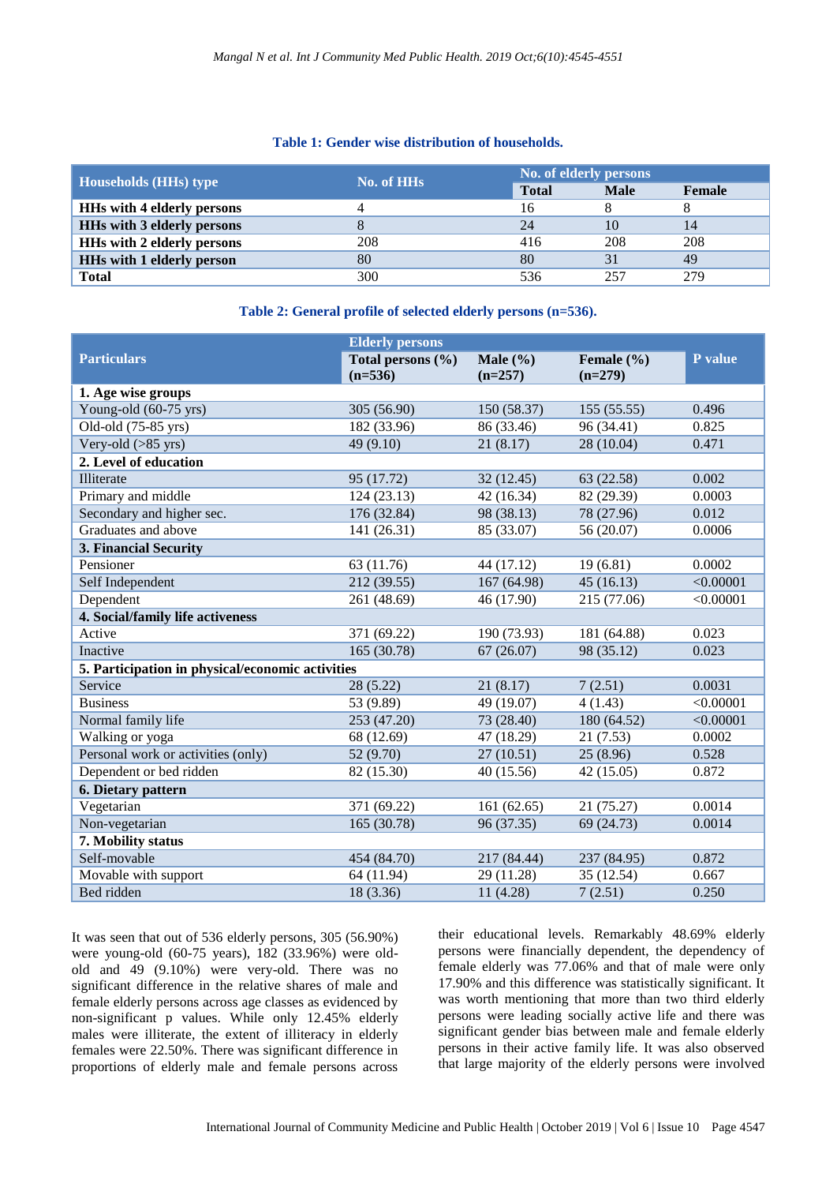**Table 1: Gender wise distribution of households.**

| Households (HHs) type | No. of HHs | No. of elderly persons | | |
|---|---|---|---|---|
| | | Total | Male | Female |
| **HHs with 4 elderly persons** | 4 | 16 | 8 | 8 |
| **HHs with 3 elderly persons** | 8 | 24 | 10 | 14 |
| **HHs with 2 elderly persons** | 208 | 416 | 208 | 208 |
| **HHs with 1 elderly person** | 80 | 80 | 31 | 49 |
| **Total** | 300 | 536 | 257 | 279 |

**Table 2: General profile of selected elderly persons (n=536).**

| Particulars | Elderly persons | | | P value |
|---|---|---|---|---|
| | Total persons (%) (n=536) | Male (%) (n=257) | Female (%) (n=279) | |
| **1. Age wise groups** | | | | |
| Young-old (60-75 yrs) | 305 (56.90) | 150 (58.37) | 155 (55.55) | 0.496 |
| Old-old (75-85 yrs) | 182 (33.96) | 86 (33.46) | 96 (34.41) | 0.825 |
| Very-old (>85 yrs) | 49 (9.10) | 21 (8.17) | 28 (10.04) | 0.471 |
| **2. Level of education** | | | | |
| Illiterate | 95 (17.72) | 32 (12.45) | 63 (22.58) | 0.002 |
| Primary and middle | 124 (23.13) | 42 (16.34) | 82 (29.39) | 0.0003 |
| Secondary and higher sec. | 176 (32.84) | 98 (38.13) | 78 (27.96) | 0.012 |
| Graduates and above | 141 (26.31) | 85 (33.07) | 56 (20.07) | 0.0006 |
| **3. Financial Security** | | | | |
| Pensioner | 63 (11.76) | 44 (17.12) | 19 (6.81) | 0.0002 |
| Self Independent | 212 (39.55) | 167 (64.98) | 45 (16.13) | <0.00001 |
| Dependent | 261 (48.69) | 46 (17.90) | 215 (77.06) | <0.00001 |
| **4. Social/family life activeness** | | | | |
| Active | 371 (69.22) | 190 (73.93) | 181 (64.88) | 0.023 |
| Inactive | 165 (30.78) | 67 (26.07) | 98 (35.12) | 0.023 |
| **5. Participation in physical/economic activities** | | | | |
| Service | 28 (5.22) | 21 (8.17) | 7 (2.51) | 0.0031 |
| Business | 53 (9.89) | 49 (19.07) | 4 (1.43) | <0.00001 |
| Normal family life | 253 (47.20) | 73 (28.40) | 180 (64.52) | <0.00001 |
| Walking or yoga | 68 (12.69) | 47 (18.29) | 21 (7.53) | 0.0002 |
| Personal work or activities (only) | 52 (9.70) | 27 (10.51) | 25 (8.96) | 0.528 |
| Dependent or bed ridden | 82 (15.30) | 40 (15.56) | 42 (15.05) | 0.872 |
| **6. Dietary pattern** | | | | |
| Vegetarian | 371 (69.22) | 161 (62.65) | 21 (75.27) | 0.0014 |
| Non-vegetarian | 165 (30.78) | 96 (37.35) | 69 (24.73) | 0.0014 |
| **7. Mobility status** | | | | |
| Self-movable | 454 (84.70) | 217 (84.44) | 237 (84.95) | 0.872 |
| Movable with support | 64 (11.94) | 29 (11.28) | 35 (12.54) | 0.667 |
| Bed ridden | 18 (3.36) | 11 (4.28) | 7 (2.51) | 0.250 |

It was seen that out of 536 elderly persons, 305 (56.90%) were young-old (60-75 years), 182 (33.96%) were old-old and 49 (9.10%) were very-old. There was no significant difference in the relative shares of male and female elderly persons across age classes as evidenced by non-significant p values. While only 12.45% elderly males were illiterate, the extent of illiteracy in elderly females were 22.50%. There was significant difference in proportions of elderly male and female persons across their educational levels. Remarkably 48.69% elderly persons were financially dependent, the dependency of female elderly was 77.06% and that of male were only 17.90% and this difference was statistically significant. It was worth mentioning that more than two third elderly persons were leading socially active life and there was significant gender bias between male and female elderly persons in their active family life. It was also observed that large majority of the elderly persons were involved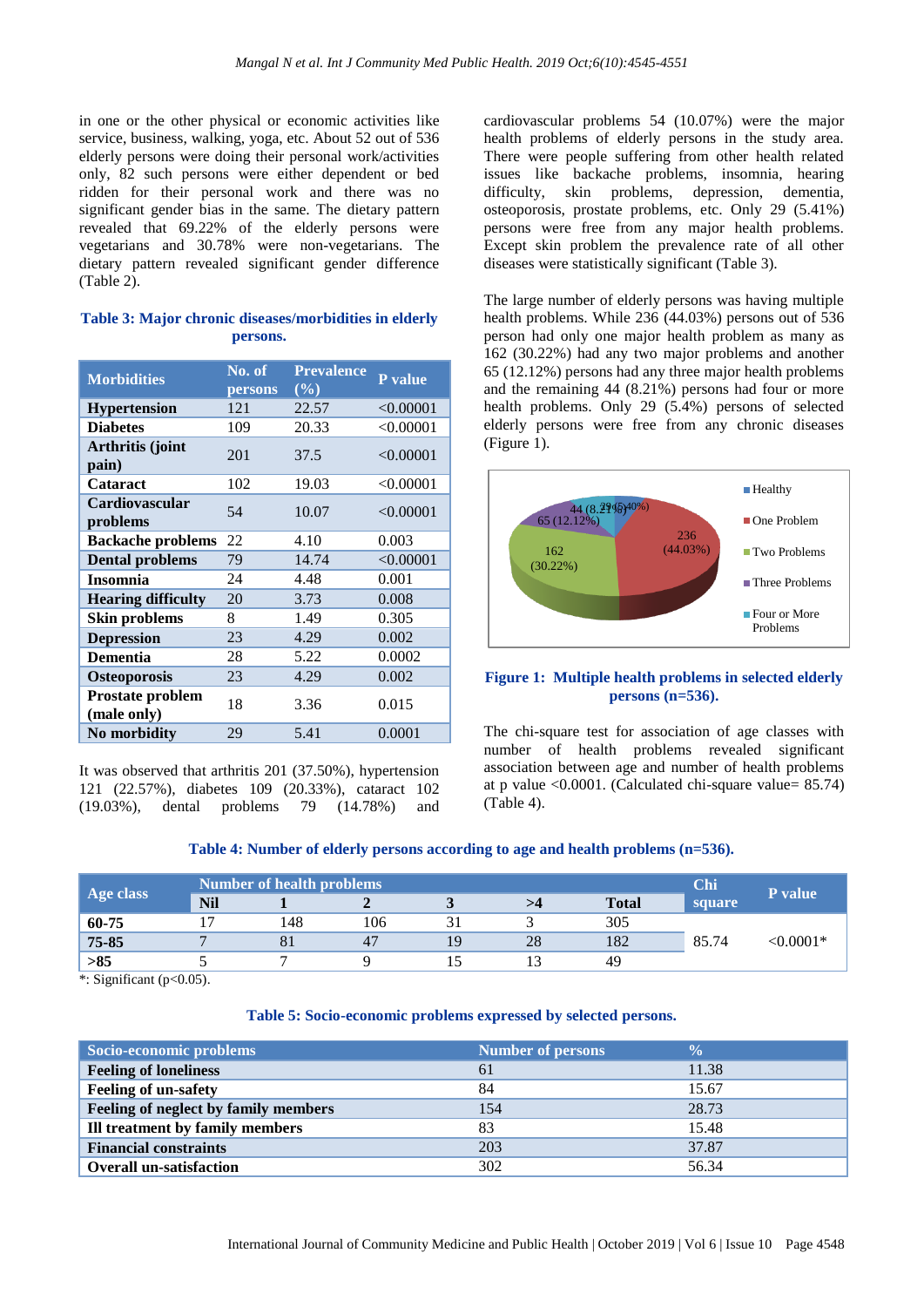in one or the other physical or economic activities like service, business, walking, yoga, etc. About 52 out of 536 elderly persons were doing their personal work/activities only, 82 such persons were either dependent or bed ridden for their personal work and there was no significant gender bias in the same. The dietary pattern revealed that 69.22% of the elderly persons were vegetarians and 30.78% were non-vegetarians. The dietary pattern revealed significant gender difference (Table 2).

**Table 3: Major chronic diseases/morbidities in elderly persons.**

| Morbidities | No. of persons | Prevalence (%) | P value |
|---|---|---|---|
| **Hypertension** | 121 | 22.57 | <0.00001 |
| **Diabetes** | 109 | 20.33 | <0.00001 |
| **Arthritis (joint pain)** | 201 | 37.5 | <0.00001 |
| **Cataract** | 102 | 19.03 | <0.00001 |
| **Cardiovascular problems** | 54 | 10.07 | <0.00001 |
| **Backache problems** | 22 | 4.10 | 0.003 |
| **Dental problems** | 79 | 14.74 | <0.00001 |
| **Insomnia** | 24 | 4.48 | 0.001 |
| **Hearing difficulty** | 20 | 3.73 | 0.008 |
| **Skin problems** | 8 | 1.49 | 0.305 |
| **Depression** | 23 | 4.29 | 0.002 |
| **Dementia** | 28 | 5.22 | 0.0002 |
| **Osteoporosis** | 23 | 4.29 | 0.002 |
| **Prostate problem (male only)** | 18 | 3.36 | 0.015 |
| **No morbidity** | 29 | 5.41 | 0.0001 |

It was observed that arthritis 201 (37.50%), hypertension 121 (22.57%), diabetes 109 (20.33%), cataract 102 (19.03%), dental problems 79 (14.78%) and cardiovascular problems 54 (10.07%) were the major health problems of elderly persons in the study area. There were people suffering from other health related issues like backache problems, insomnia, hearing difficulty, skin problems, depression, dementia, osteoporosis, prostate problems, etc. Only 29 (5.41%) persons were free from any major health problems. Except skin problem the prevalence rate of all other diseases were statistically significant (Table 3).

The large number of elderly persons was having multiple health problems. While 236 (44.03%) persons out of 536 person had only one major health problem as many as 162 (30.22%) had any two major problems and another 65 (12.12%) persons had any three major health problems and the remaining 44 (8.21%) persons had four or more health problems. Only 29 (5.4%) persons of selected elderly persons were free from any chronic diseases (Figure 1).

236 (44.03%)
162 (30.22%)
65 (12.12%)
44 (8.21%)
29 (5.40%)
Healthy
One Problem
Two Problems
Three Problems
Four or More Problems

**Figure 1: Multiple health problems in selected elderly persons (n=536).**

The chi-square test for association of age classes with number of health problems revealed significant association between age and number of health problems at p value <0.0001. (Calculated chi-square value= 85.74) (Table 4).

**Table 4: Number of elderly persons according to age and health problems (n=536).**

| Age class | Number of health problems | | | | | | Chi square | P value |
|---|---|---|---|---|---|---|---|---|
| | Nil | 1 | 2 | 3 | >4 | Total | | |
| **60-75** | 17 | 148 | 106 | 31 | 3 | 305 | 85.74 | <0.0001* |
| **75-85** | 7 | 81 | 47 | 19 | 28 | 182 | | |
| **>85** | 5 | 7 | 9 | 15 | 13 | 49 | | |

*: Significant (p<0.05).

**Table 5: Socio-economic problems expressed by selected persons.**

| Socio-economic problems | Number of persons | % |
|---|---|---|
| **Feeling of loneliness** | 61 | 11.38 |
| **Feeling of un-safety** | 84 | 15.67 |
| **Feeling of neglect by family members** | 154 | 28.73 |
| **Ill treatment by family members** | 83 | 15.48 |
| **Financial constraints** | 203 | 37.87 |
| **Overall un-satisfaction** | 302 | 56.34 |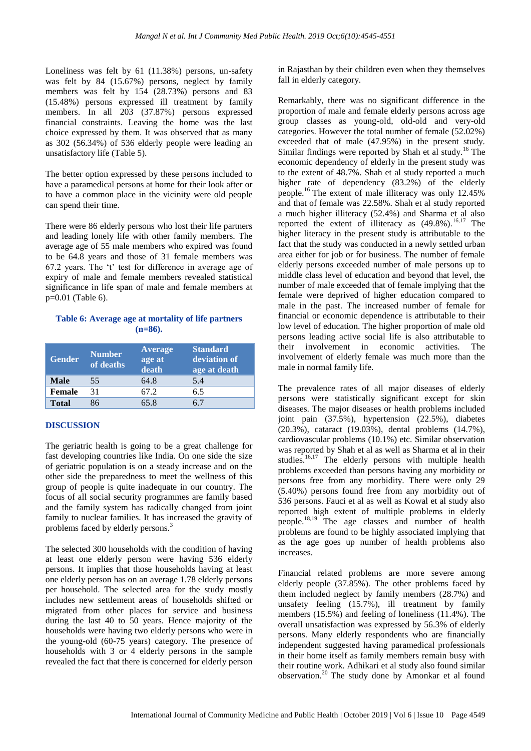Loneliness was felt by 61 (11.38%) persons, un-safety was felt by 84 (15.67%) persons, neglect by family members was felt by 154 (28.73%) persons and 83 (15.48%) persons expressed ill treatment by family members. In all 203 (37.87%) persons expressed financial constraints. Leaving the home was the last choice expressed by them. It was observed that as many as 302 (56.34%) of 536 elderly people were leading an unsatisfactory life (Table 5).

The better option expressed by these persons included to have a paramedical persons at home for their look after or to have a common place in the vicinity were old people can spend their time.

There were 86 elderly persons who lost their life partners and leading lonely life with other family members. The average age of 55 male members who expired was found to be 64.8 years and those of 31 female members was 67.2 years. The 't' test for difference in average age of expiry of male and female members revealed statistical significance in life span of male and female members at p=0.01 (Table 6).

**Table 6: Average age at mortality of life partners (n=86).**

| Gender | Number of deaths | Average age at death | Standard deviation of age at death |
|---|---|---|---|
| **Male** | 55 | 64.8 | 5.4 |
| **Female** | 31 | 67.2 | 6.5 |
| **Total** | 86 | 65.8 | 6.7 |

## DISCUSSION

The geriatric health is going to be a great challenge for fast developing countries like India. On one side the size of geriatric population is on a steady increase and on the other side the preparedness to meet the wellness of this group of people is quite inadequate in our country. The focus of all social security programmes are family based and the family system has radically changed from joint family to nuclear families. It has increased the gravity of problems faced by elderly persons.[3]

The selected 300 households with the condition of having at least one elderly person were having 536 elderly persons. It implies that those households having at least one elderly person has on an average 1.78 elderly persons per household. The selected area for the study mostly includes new settlement areas of households shifted or migrated from other places for service and business during the last 40 to 50 years. Hence majority of the households were having two elderly persons who were in the young-old (60-75 years) category. The presence of households with 3 or 4 elderly persons in the sample revealed the fact that there is concerned for elderly person in Rajasthan by their children even when they themselves fall in elderly category.

Remarkably, there was no significant difference in the proportion of male and female elderly persons across age group classes as young-old, old-old and very-old categories. However the total number of female (52.02%) exceeded that of male (47.95%) in the present study. Similar findings were reported by Shah et al study.[16] The economic dependency of elderly in the present study was to the extent of 48.7%. Shah et al study reported a much higher rate of dependency (83.2%) of the elderly people.[16] The extent of male illiteracy was only 12.45% and that of female was 22.58%. Shah et al study reported a much higher illiteracy (52.4%) and Sharma et al also reported the extent of illiteracy as (49.8%).[16,17] The higher literacy in the present study is attributable to the fact that the study was conducted in a newly settled urban area either for job or for business. The number of female elderly persons exceeded number of male persons up to middle class level of education and beyond that level, the number of male exceeded that of female implying that the female were deprived of higher education compared to male in the past. The increased number of female for financial or economic dependence is attributable to their low level of education. The higher proportion of male old persons leading active social life is also attributable to their involvement in economic activities. The involvement of elderly female was much more than the male in normal family life.

The prevalence rates of all major diseases of elderly persons were statistically significant except for skin diseases. The major diseases or health problems included joint pain (37.5%), hypertension (22.5%), diabetes (20.3%), cataract (19.03%), dental problems (14.7%), cardiovascular problems (10.1%) etc. Similar observation was reported by Shah et al as well as Sharma et al in their studies.[16,17] The elderly persons with multiple health problems exceeded than persons having any morbidity or persons free from any morbidity. There were only 29 (5.40%) persons found free from any morbidity out of 536 persons. Fauci et al as well as Kowal et al study also reported high extent of multiple problems in elderly people.[18,19] The age classes and number of health problems are found to be highly associated implying that as the age goes up number of health problems also increases.

Financial related problems are more severe among elderly people (37.85%). The other problems faced by them included neglect by family members (28.7%) and unsafety feeling (15.7%), ill treatment by family members (15.5%) and feeling of loneliness (11.4%). The overall unsatisfaction was expressed by 56.3% of elderly persons. Many elderly respondents who are financially independent suggested having paramedical professionals in their home itself as family members remain busy with their routine work. Adhikari et al study also found similar observation.[20] The study done by Amonkar et al found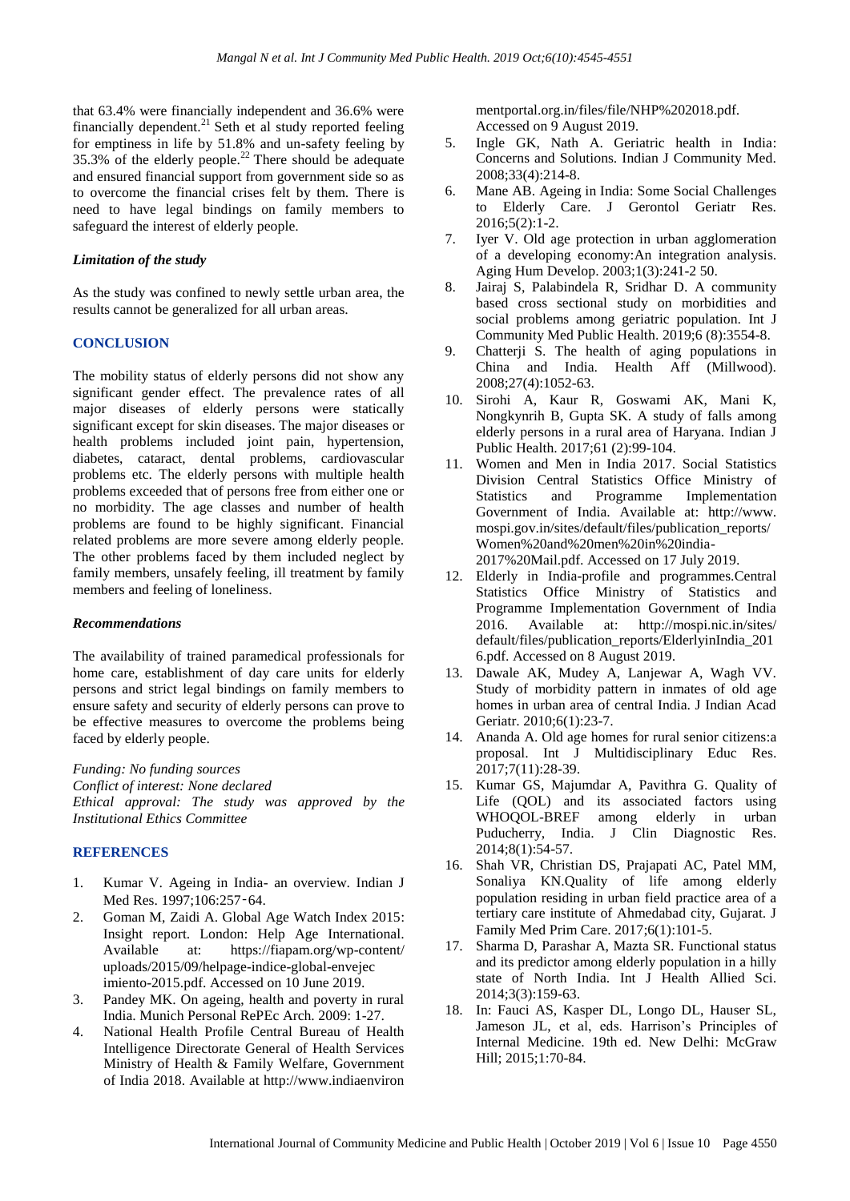that 63.4% were financially independent and 36.6% were financially dependent.[21] Seth et al study reported feeling for emptiness in life by 51.8% and un-safety feeling by 35.3% of the elderly people.[22] There should be adequate and ensured financial support from government side so as to overcome the financial crises felt by them. There is need to have legal bindings on family members to safeguard the interest of elderly people.

### *Limitation of the study*

As the study was confined to newly settle urban area, the results cannot be generalized for all urban areas.

## CONCLUSION

The mobility status of elderly persons did not show any significant gender effect. The prevalence rates of all major diseases of elderly persons were statically significant except for skin diseases. The major diseases or health problems included joint pain, hypertension, diabetes, cataract, dental problems, cardiovascular problems etc. The elderly persons with multiple health problems exceeded that of persons free from either one or no morbidity. The age classes and number of health problems are found to be highly significant. Financial related problems are more severe among elderly people. The other problems faced by them included neglect by family members, unsafely feeling, ill treatment by family members and feeling of loneliness.

### *Recommendations*

The availability of trained paramedical professionals for home care, establishment of day care units for elderly persons and strict legal bindings on family members to ensure safety and security of elderly persons can prove to be effective measures to overcome the problems being faced by elderly people.

*Funding: No funding sources*
*Conflict of interest: None declared*
*Ethical approval: The study was approved by the Institutional Ethics Committee*

## REFERENCES

1. Kumar V. Ageing in India- an overview. Indian J Med Res. 1997;106:257‑64.
2. Goman M, Zaidi A. Global Age Watch Index 2015: Insight report. London: Help Age International. Available at: https://fiapam.org/wp-content/uploads/2015/09/helpage-indice-global-envejecimiento-2015.pdf. Accessed on 10 June 2019.
3. Pandey MK. On ageing, health and poverty in rural India. Munich Personal RePEc Arch. 2009: 1-27.
4. National Health Profile Central Bureau of Health Intelligence Directorate General of Health Services Ministry of Health & Family Welfare, Government of India 2018. Available at http://www.indiaenvironmentportal.org.in/files/file/NHP%202018.pdf. Accessed on 9 August 2019.
5. Ingle GK, Nath A. Geriatric health in India: Concerns and Solutions. Indian J Community Med. 2008;33(4):214-8.
6. Mane AB. Ageing in India: Some Social Challenges to Elderly Care. J Gerontol Geriatr Res. 2016;5(2):1-2.
7. Iyer V. Old age protection in urban agglomeration of a developing economy:An integration analysis. Aging Hum Develop. 2003;1(3):241-2 50.
8. Jairaj S, Palabindela R, Sridhar D. A community based cross sectional study on morbidities and social problems among geriatric population. Int J Community Med Public Health. 2019;6 (8):3554-8.
9. Chatterji S. The health of aging populations in China and India. Health Aff (Millwood). 2008;27(4):1052-63.
10. Sirohi A, Kaur R, Goswami AK, Mani K, Nongkynrih B, Gupta SK. A study of falls among elderly persons in a rural area of Haryana. Indian J Public Health. 2017;61 (2):99-104.
11. Women and Men in India 2017. Social Statistics Division Central Statistics Office Ministry of Statistics and Programme Implementation Government of India. Available at: http://www.mospi.gov.in/sites/default/files/publication_reports/Women%20and%20men%20in%20india-2017%20Mail.pdf. Accessed on 17 July 2019.
12. Elderly in India-profile and programmes.Central Statistics Office Ministry of Statistics and Programme Implementation Government of India 2016. Available at: http://mospi.nic.in/sites/default/files/publication_reports/ElderlyinIndia_2016.pdf. Accessed on 8 August 2019.
13. Dawale AK, Mudey A, Lanjewar A, Wagh VV. Study of morbidity pattern in inmates of old age homes in urban area of central India. J Indian Acad Geriatr. 2010;6(1):23-7.
14. Ananda A. Old age homes for rural senior citizens:a proposal. Int J Multidisciplinary Educ Res. 2017;7(11):28-39.
15. Kumar GS, Majumdar A, Pavithra G. Quality of Life (QOL) and its associated factors using WHOQOL-BREF among elderly in urban Puducherry, India. J Clin Diagnostic Res. 2014;8(1):54-57.
16. Shah VR, Christian DS, Prajapati AC, Patel MM, Sonaliya KN.Quality of life among elderly population residing in urban field practice area of a tertiary care institute of Ahmedabad city, Gujarat. J Family Med Prim Care. 2017;6(1):101-5.
17. Sharma D, Parashar A, Mazta SR. Functional status and its predictor among elderly population in a hilly state of North India. Int J Health Allied Sci. 2014;3(3):159-63.
18. In: Fauci AS, Kasper DL, Longo DL, Hauser SL, Jameson JL, et al, eds. Harrison's Principles of Internal Medicine. 19th ed. New Delhi: McGraw Hill; 2015;1:70-84.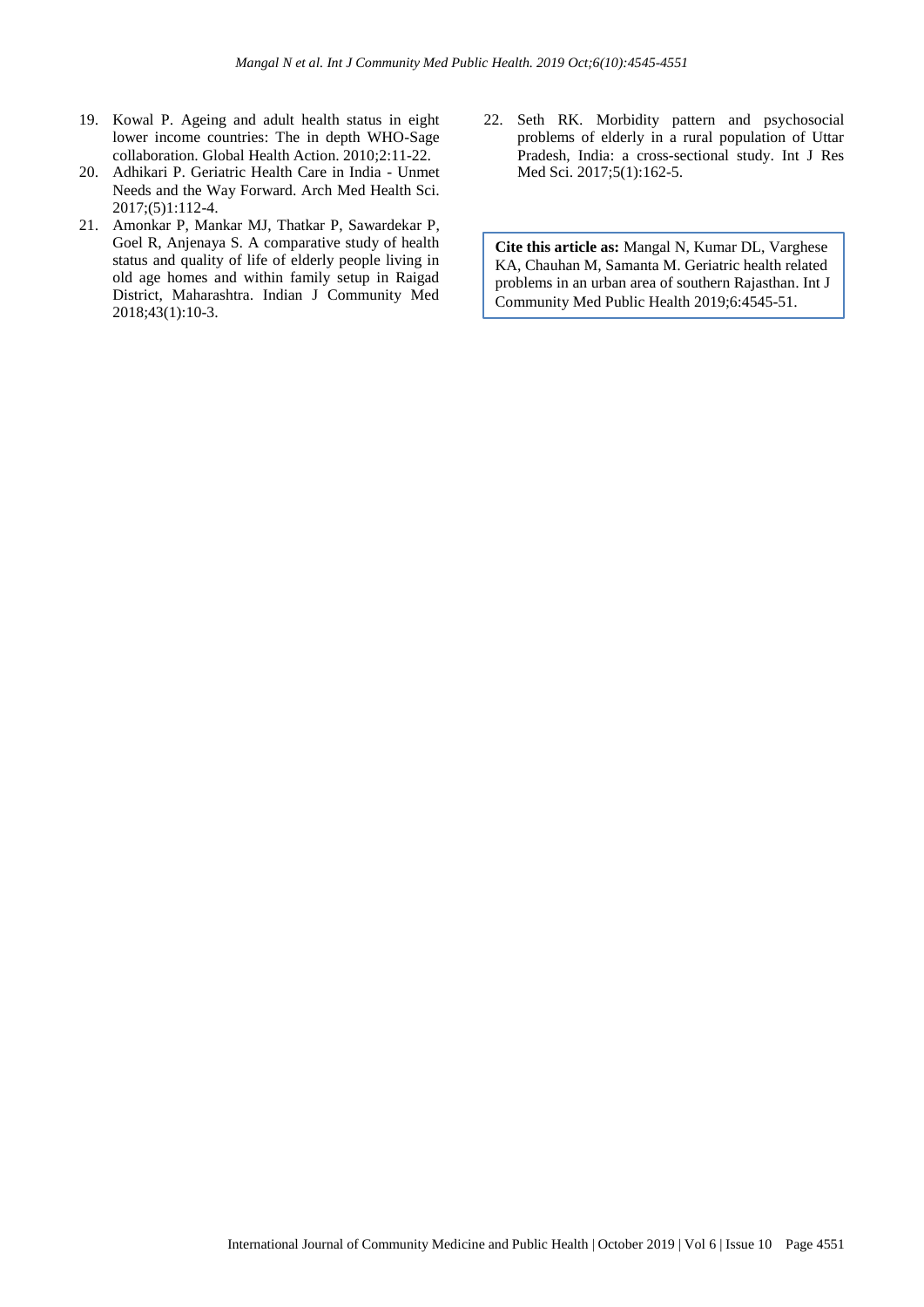19. Kowal P. Ageing and adult health status in eight lower income countries: The in depth WHO-Sage collaboration. Global Health Action. 2010;2:11-22.
20. Adhikari P. Geriatric Health Care in India - Unmet Needs and the Way Forward. Arch Med Health Sci. 2017;(5)1:112-4.
21. Amonkar P, Mankar MJ, Thatkar P, Sawardekar P, Goel R, Anjenaya S. A comparative study of health status and quality of life of elderly people living in old age homes and within family setup in Raigad District, Maharashtra. Indian J Community Med 2018;43(1):10-3.
22. Seth RK. Morbidity pattern and psychosocial problems of elderly in a rural population of Uttar Pradesh, India: a cross-sectional study. Int J Res Med Sci. 2017;5(1):162-5.

**Cite this article as:** Mangal N, Kumar DL, Varghese KA, Chauhan M, Samanta M. Geriatric health related problems in an urban area of southern Rajasthan. Int J Community Med Public Health 2019;6:4545-51.